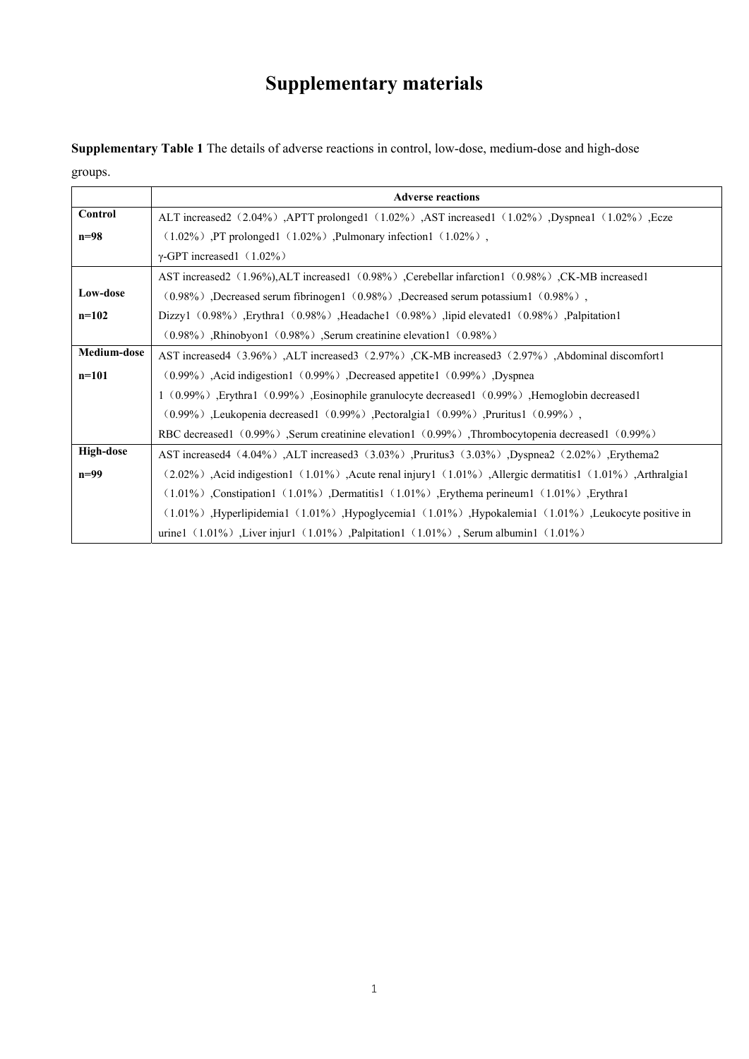# Supplementary materials

**Supplementary Table 1** The details of adverse reactions in control, low-dose, medium-dose and high-dose groups.

| | Adverse reactions |
|---|---|
| **Control** **n=98** | ALT increased2（2.04%）,APTT prolonged1（1.02%）,AST increased1（1.02%）,Dyspnea1（1.02%）,Ecze（1.02%）,PT prolonged1（1.02%）,Pulmonary infection1（1.02%）, γ-GPT increased1（1.02%） |
| **Low-dose** **n=102** | AST increased2（1.96%),ALT increased1（0.98%）,Cerebellar infarction1（0.98%）,CK-MB increased1（0.98%）,Decreased serum fibrinogen1（0.98%）,Decreased serum potassium1（0.98%）, Dizzy1（0.98%）,Erythra1（0.98%）,Headache1（0.98%）,lipid elevated1（0.98%）,Palpitation1（0.98%）,Rhinobyon1（0.98%）,Serum creatinine elevation1（0.98%） |
| **Medium-dose** **n=101** | AST increased4（3.96%）,ALT increased3（2.97%）,CK-MB increased3（2.97%）,Abdominal discomfort1（0.99%）,Acid indigestion1（0.99%）,Decreased appetite1（0.99%）,Dyspnea 1（0.99%）,Erythra1（0.99%）,Eosinophile granulocyte decreased1（0.99%）,Hemoglobin decreased1（0.99%）,Leukopenia decreased1（0.99%）,Pectoralgia1（0.99%）,Pruritus1（0.99%）, RBC decreased1（0.99%）,Serum creatinine elevation1（0.99%）,Thrombocytopenia decreased1（0.99%） |
| **High-dose** **n=99** | AST increased4（4.04%）,ALT increased3（3.03%）,Pruritus3（3.03%）,Dyspnea2（2.02%）,Erythema2（2.02%）,Acid indigestion1（1.01%）,Acute renal injury1（1.01%）,Allergic dermatitis1（1.01%）,Arthralgia1（1.01%）,Constipation1（1.01%）,Dermatitis1（1.01%）,Erythema perineum1（1.01%）,Erythra1（1.01%）,Hyperlipidemia1（1.01%）,Hypoglycemia1（1.01%）,Hypokalemia1（1.01%）,Leukocyte positive in urine1（1.01%）,Liver injur1（1.01%）,Palpitation1（1.01%）, Serum albumin1（1.01%） |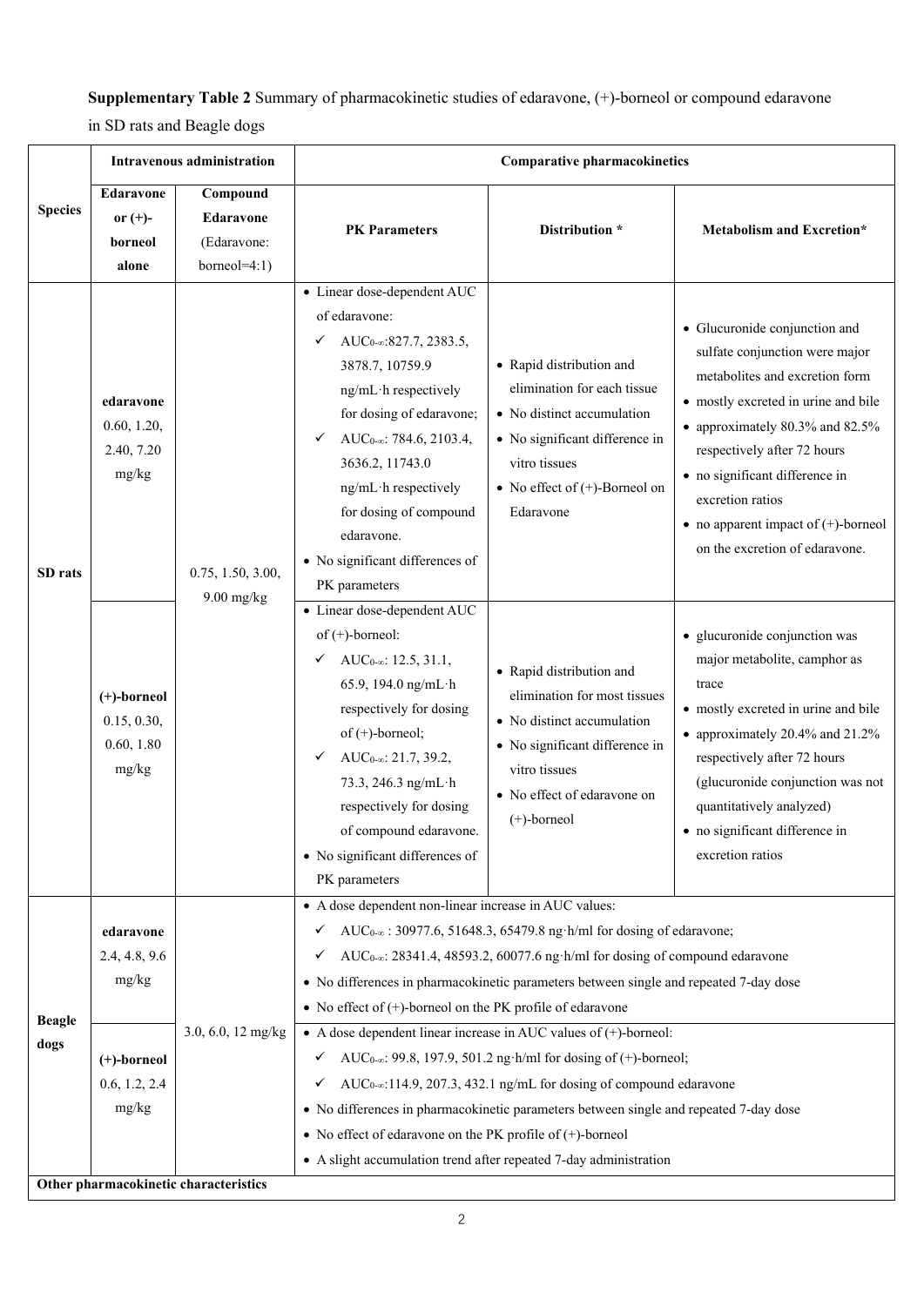**Supplementary Table 2** Summary of pharmacokinetic studies of edaravone, (+)-borneol or compound edaravone in SD rats and Beagle dogs

| Species | Intravenous administration | | Comparative pharmacokinetics | | |
|---|---|---|---|---|---|
| | Edaravone or (+)-borneol alone | Compound Edaravone (Edaravone: borneol=4:1) | PK Parameters | Distribution * | Metabolism and Excretion* |
| SD rats | **edaravone** 0.60, 1.20, 2.40, 7.20 mg/kg | 0.75, 1.50, 3.00, 9.00 mg/kg | • Linear dose-dependent AUC of edaravone: ✓ $AUC_{0-\infty}$:827.7, 2383.5, 3878.7, 10759.9 ng/mL·h respectively for dosing of edaravone; ✓ $AUC_{0-\infty}$: 784.6, 2103.4, 3636.2, 11743.0 ng/mL·h respectively for dosing of compound edaravone. • No significant differences of PK parameters | • Rapid distribution and elimination for each tissue • No distinct accumulation • No significant difference in vitro tissues • No effect of (+)-Borneol on Edaravone | • Glucuronide conjunction and sulfate conjunction were major metabolites and excretion form • mostly excreted in urine and bile • approximately 80.3% and 82.5% respectively after 72 hours • no significant difference in excretion ratios • no apparent impact of (+)-borneol on the excretion of edaravone. |
| | **(+)-borneol** 0.15, 0.30, 0.60, 1.80 mg/kg | | • Linear dose-dependent AUC of (+)-borneol: ✓ $AUC_{0-\infty}$: 12.5, 31.1, 65.9, 194.0 ng/mL·h respectively for dosing of (+)-borneol; ✓ $AUC_{0-\infty}$: 21.7, 39.2, 73.3, 246.3 ng/mL·h respectively for dosing of compound edaravone. • No significant differences of PK parameters | • Rapid distribution and elimination for most tissues • No distinct accumulation • No significant difference in vitro tissues • No effect of edaravone on (+)-borneol | • glucuronide conjunction was major metabolite, camphor as trace • mostly excreted in urine and bile • approximately 20.4% and 21.2% respectively after 72 hours (glucuronide conjunction was not quantitatively analyzed) • no significant difference in excretion ratios |
| Beagle dogs | **edaravone** 2.4, 4.8, 9.6 mg/kg | 3.0, 6.0, 12 mg/kg | • A dose dependent non-linear increase in AUC values: ✓ $AUC_{0-\infty}$ : 30977.6, 51648.3, 65479.8 ng·h/ml for dosing of edaravone; ✓ $AUC_{0-\infty}$: 28341.4, 48593.2, 60077.6 ng·h/ml for dosing of compound edaravone • No differences in pharmacokinetic parameters between single and repeated 7-day dose • No effect of (+)-borneol on the PK profile of edaravone | | |
| | **(+)-borneol** 0.6, 1.2, 2.4 mg/kg | | • A dose dependent linear increase in AUC values of (+)-borneol: ✓ $AUC_{0-\infty}$: 99.8, 197.9, 501.2 ng·h/ml for dosing of (+)-borneol; ✓ $AUC_{0-\infty}$:114.9, 207.3, 432.1 ng/mL for dosing of compound edaravone • No differences in pharmacokinetic parameters between single and repeated 7-day dose • No effect of edaravone on the PK profile of (+)-borneol • A slight accumulation trend after repeated 7-day administration | | |
| **Other pharmacokinetic characteristics** | | | | | |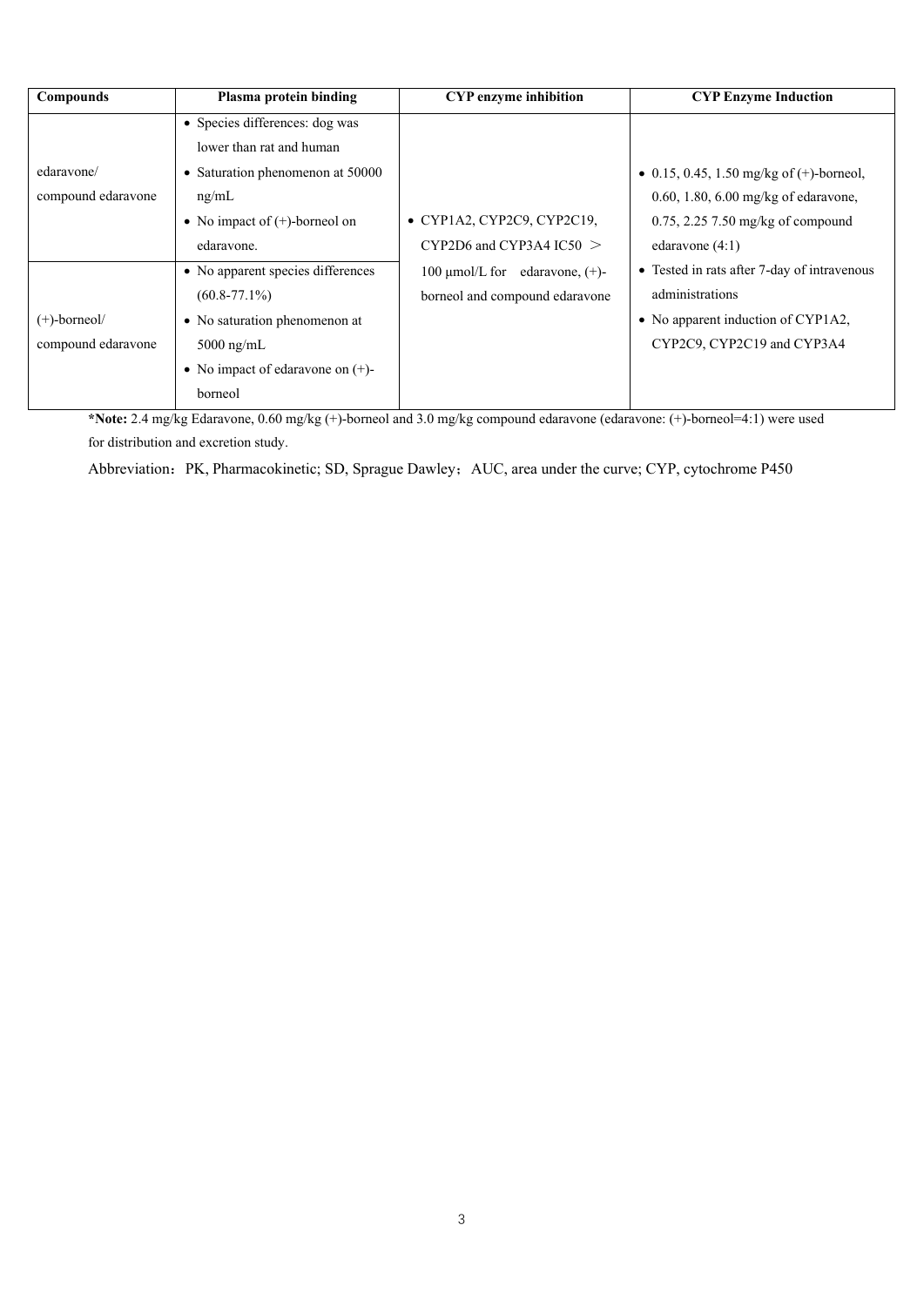| Compounds | Plasma protein binding | CYP enzyme inhibition | CYP Enzyme Induction |
|---|---|---|---|
| edaravone/ compound edaravone | • Species differences: dog was lower than rat and human<br>• Saturation phenomenon at 50000 ng/mL<br>• No impact of (+)-borneol on edaravone. | • CYP1A2, CYP2C9, CYP2C19, CYP2D6 and CYP3A4 IC50 ＞ 100 μmol/L for edaravone, (+)-borneol and compound edaravone | • 0.15, 0.45, 1.50 mg/kg of (+)-borneol, 0.60, 1.80, 6.00 mg/kg of edaravone, 0.75, 2.25 7.50 mg/kg of compound edaravone (4:1)<br>• Tested in rats after 7-day of intravenous administrations<br>• No apparent induction of CYP1A2, CYP2C9, CYP2C19 and CYP3A4 |
| (+)-borneol/ compound edaravone | • No apparent species differences (60.8-77.1%)<br>• No saturation phenomenon at 5000 ng/mL<br>• No impact of edaravone on (+)-borneol | | |

***Note:** 2.4 mg/kg Edaravone, 0.60 mg/kg (+)-borneol and 3.0 mg/kg compound edaravone (edaravone: (+)-borneol=4:1) were used for distribution and excretion study.

Abbreviation：PK, Pharmacokinetic; SD, Sprague Dawley；AUC, area under the curve; CYP, cytochrome P450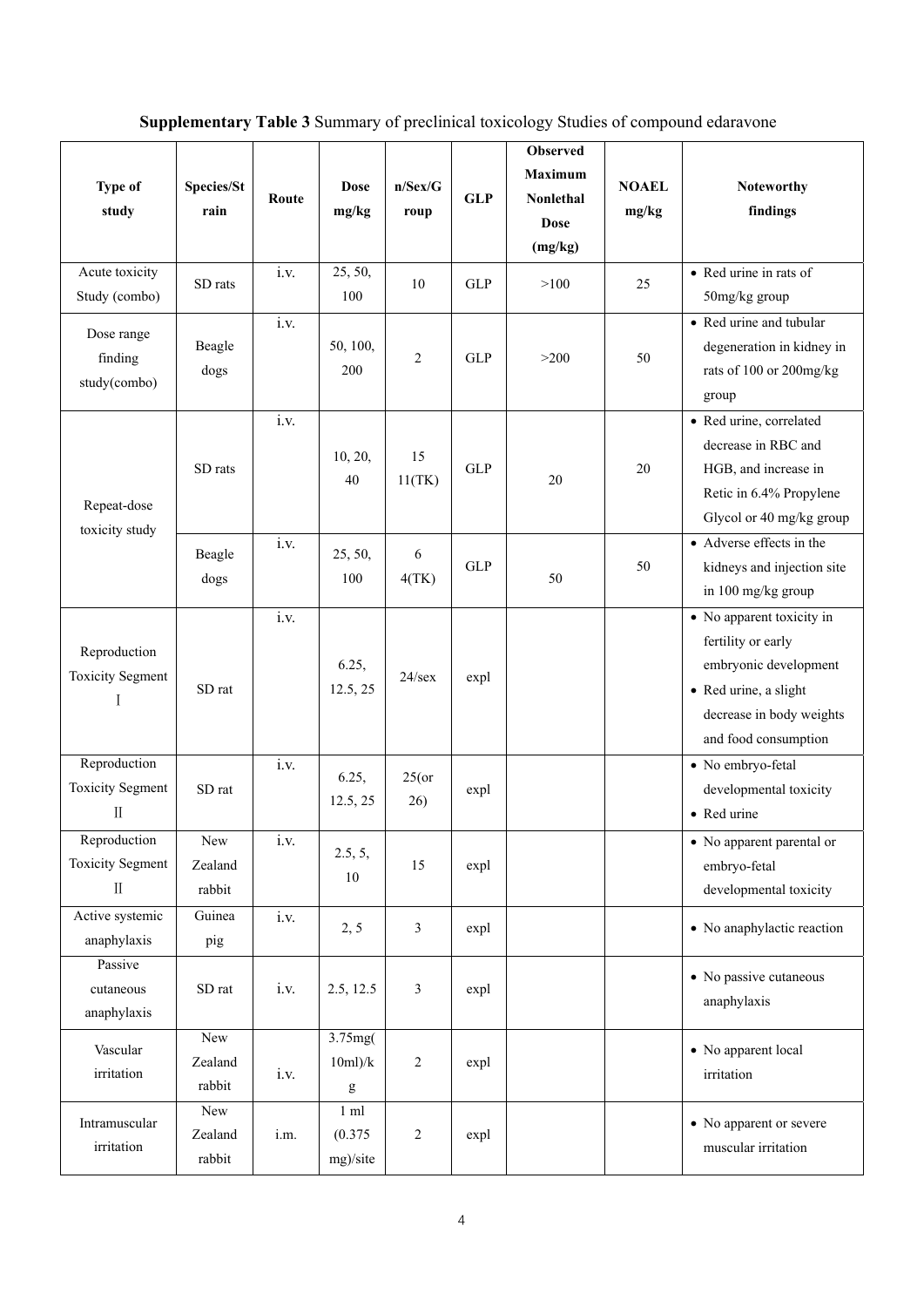**Supplementary Table 3** Summary of preclinical toxicology Studies of compound edaravone

| Type of study | Species/Strain | Route | Dose mg/kg | n/Sex/Group | GLP | Observed Maximum Nonlethal Dose (mg/kg) | NOAEL mg/kg | Noteworthy findings |
|---|---|---|---|---|---|---|---|---|
| Acute toxicity Study (combo) | SD rats | i.v. | 25, 50, 100 | 10 | GLP | >100 | 25 | • Red urine in rats of 50mg/kg group |
| Dose range finding study(combo) | Beagle dogs | i.v. | 50, 100, 200 | 2 | GLP | >200 | 50 | • Red urine and tubular degeneration in kidney in rats of 100 or 200mg/kg group |
| Repeat-dose toxicity study | SD rats | i.v. | 10, 20, 40 | 15 11(TK) | GLP | 20 | 20 | • Red urine, correlated decrease in RBC and HGB, and increase in Retic in 6.4% Propylene Glycol or 40 mg/kg group |
| | Beagle dogs | i.v. | 25, 50, 100 | 6 4(TK) | GLP | 50 | 50 | • Adverse effects in the kidneys and injection site in 100 mg/kg group |
| Reproduction Toxicity Segment Ⅰ | SD rat | i.v. | 6.25, 12.5, 25 | 24/sex | expl | | | • No apparent toxicity in fertility or early embryonic development<br>• Red urine, a slight decrease in body weights and food consumption |
| Reproduction Toxicity Segment Ⅱ | SD rat | i.v. | 6.25, 12.5, 25 | 25(or 26) | expl | | | • No embryo-fetal developmental toxicity<br>• Red urine |
| Reproduction Toxicity Segment Ⅱ | New Zealand rabbit | i.v. | 2.5, 5, 10 | 15 | expl | | | • No apparent parental or embryo-fetal developmental toxicity |
| Active systemic anaphylaxis | Guinea pig | i.v. | 2, 5 | 3 | expl | | | • No anaphylactic reaction |
| Passive cutaneous anaphylaxis | SD rat | i.v. | 2.5, 12.5 | 3 | expl | | | • No passive cutaneous anaphylaxis |
| Vascular irritation | New Zealand rabbit | i.v. | 3.75mg(10ml)/kg | 2 | expl | | | • No apparent local irritation |
| Intramuscular irritation | New Zealand rabbit | i.m. | 1 ml (0.375 mg)/site | 2 | expl | | | • No apparent or severe muscular irritation |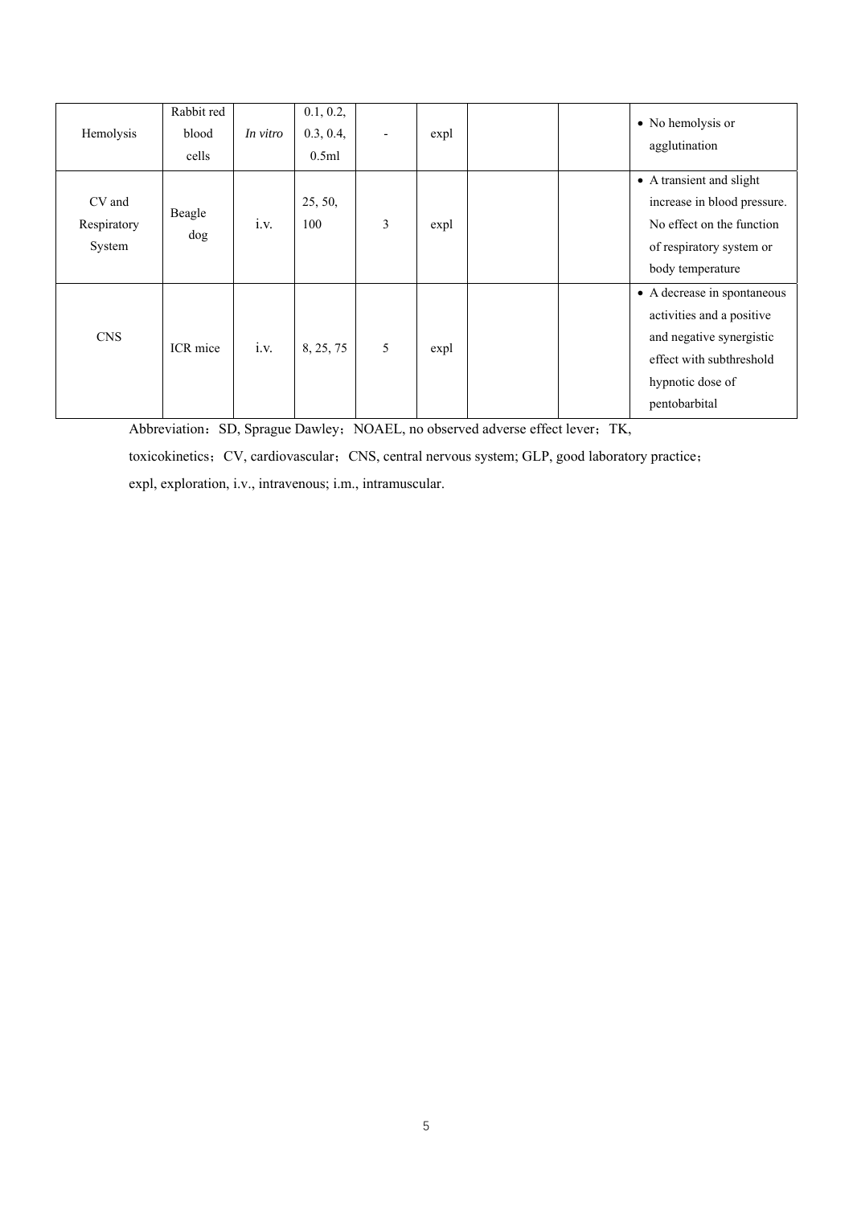| Hemolysis | Rabbit red blood cells | *In vitro* | 0.1, 0.2, 0.3, 0.4, 0.5ml | - | expl | | | • No hemolysis or agglutination |
|---|---|---|---|---|---|---|---|---|
| CV and Respiratory System | Beagle dog | i.v. | 25, 50, 100 | 3 | expl | | | • A transient and slight increase in blood pressure. No effect on the function of respiratory system or body temperature |
| CNS | ICR mice | i.v. | 8, 25, 75 | 5 | expl | | | • A decrease in spontaneous activities and a positive and negative synergistic effect with subthreshold hypnotic dose of pentobarbital |

Abbreviation：SD, Sprague Dawley；NOAEL, no observed adverse effect lever；TK, toxicokinetics；CV, cardiovascular；CNS, central nervous system; GLP, good laboratory practice；expl, exploration, i.v., intravenous; i.m., intramuscular.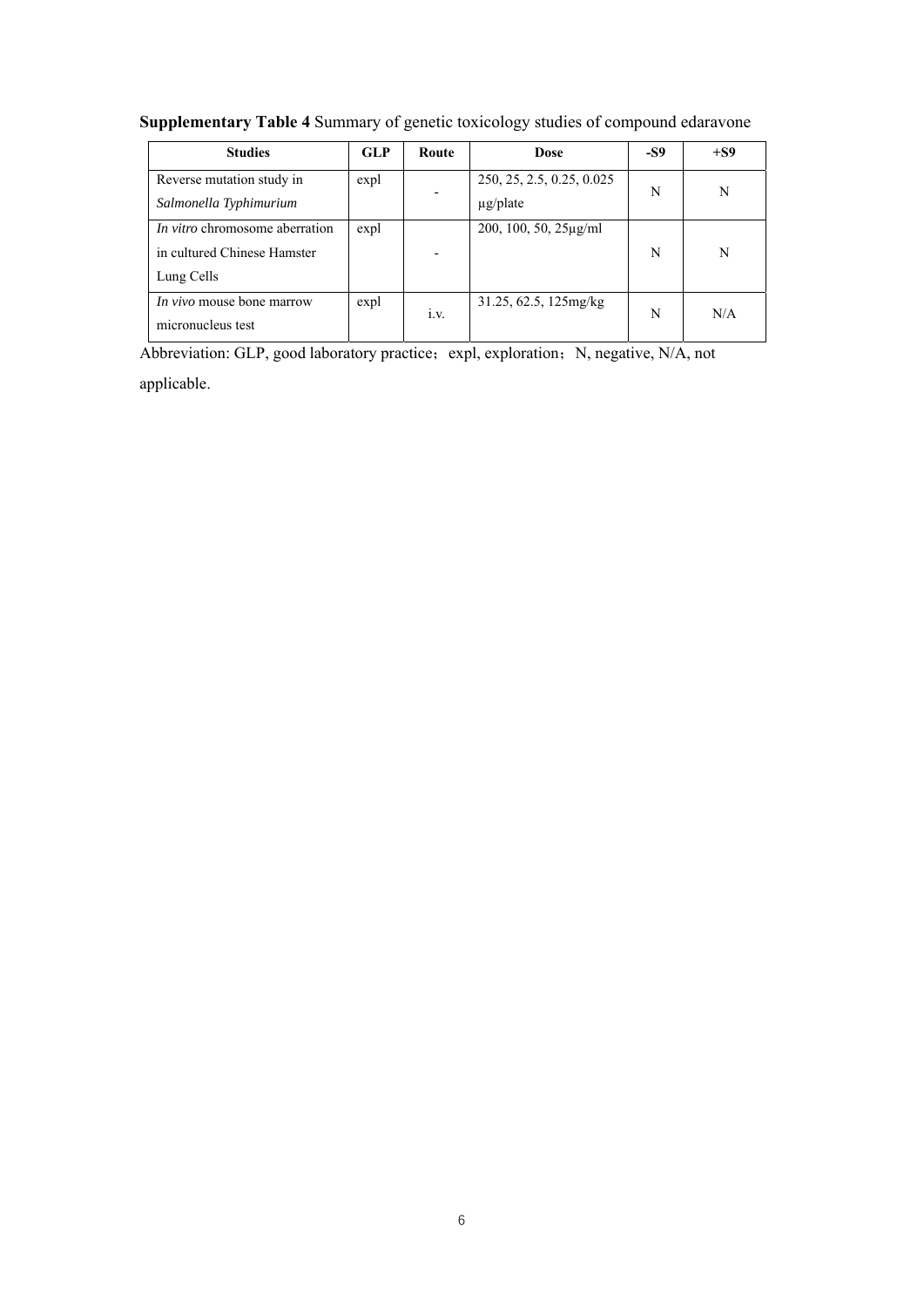**Supplementary Table 4** Summary of genetic toxicology studies of compound edaravone

| Studies | GLP | Route | Dose | -S9 | +S9 |
|---|---|---|---|---|---|
| Reverse mutation study in *Salmonella Typhimurium* | expl | - | 250, 25, 2.5, 0.25, 0.025 μg/plate | N | N |
| *In vitro* chromosome aberration in cultured Chinese Hamster Lung Cells | expl | - | 200, 100, 50, 25μg/ml | N | N |
| *In vivo* mouse bone marrow micronucleus test | expl | i.v. | 31.25, 62.5, 125mg/kg | N | N/A |

Abbreviation: GLP, good laboratory practice；expl, exploration；N, negative, N/A, not applicable.